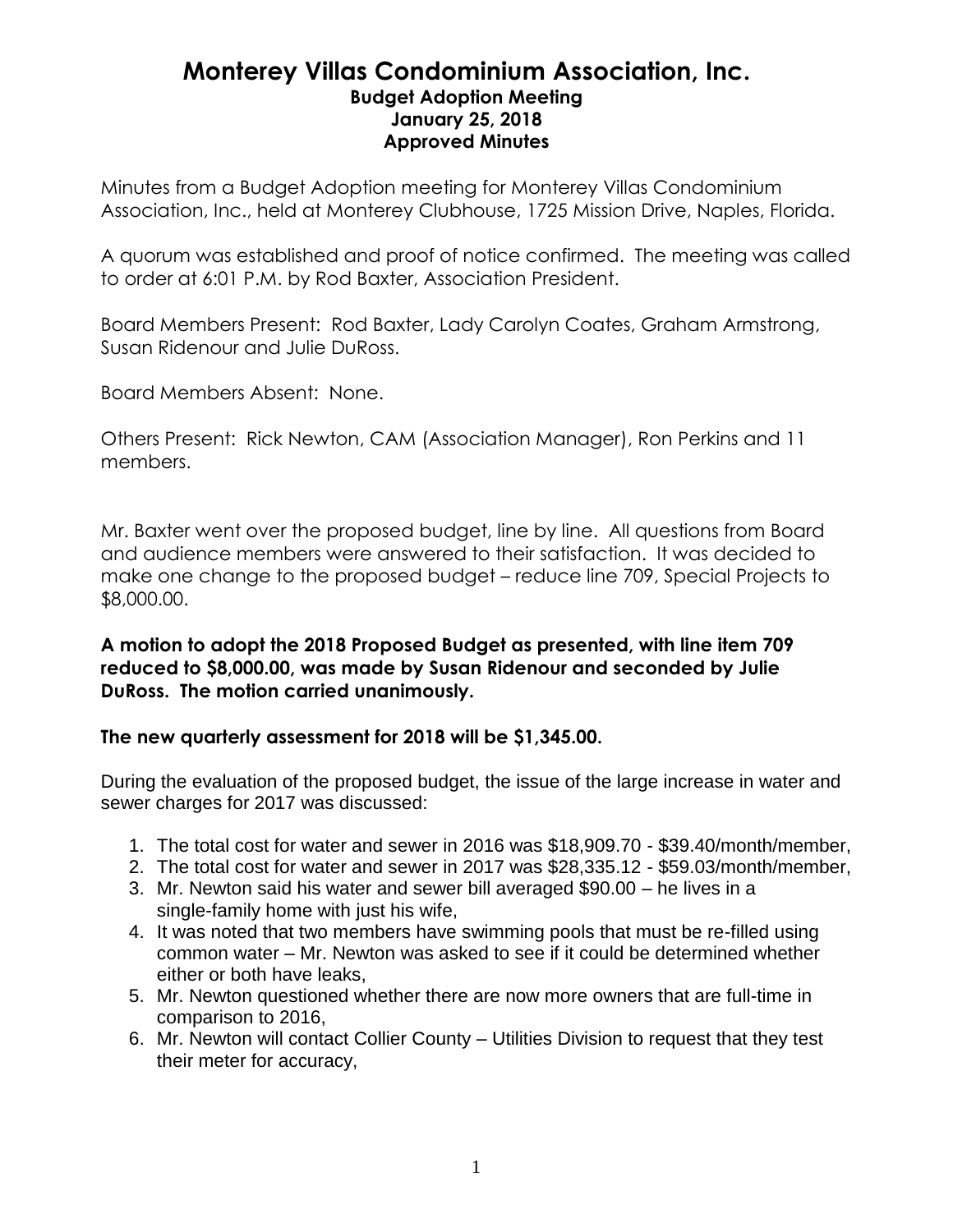# Monterey Villas Condominium Association, Inc.

### Budget Adoption Meeting
### January 25, 2018
### Approved Minutes

Minutes from a Budget Adoption meeting for Monterey Villas Condominium Association, Inc., held at Monterey Clubhouse, 1725 Mission Drive, Naples, Florida.

A quorum was established and proof of notice confirmed. The meeting was called to order at 6:01 P.M. by Rod Baxter, Association President.

Board Members Present: Rod Baxter, Lady Carolyn Coates, Graham Armstrong, Susan Ridenour and Julie DuRoss.

Board Members Absent: None.

Others Present: Rick Newton, CAM (Association Manager), Ron Perkins and 11 members.

Mr. Baxter went over the proposed budget, line by line. All questions from Board and audience members were answered to their satisfaction. It was decided to make one change to the proposed budget – reduce line 709, Special Projects to $8,000.00.

**A motion to adopt the 2018 Proposed Budget as presented, with line item 709 reduced to $8,000.00, was made by Susan Ridenour and seconded by Julie DuRoss. The motion carried unanimously.**

**The new quarterly assessment for 2018 will be $1,345.00.**

During the evaluation of the proposed budget, the issue of the large increase in water and sewer charges for 2017 was discussed:

1. The total cost for water and sewer in 2016 was $18,909.70 - $39.40/month/member,
2. The total cost for water and sewer in 2017 was $28,335.12 - $59.03/month/member,
3. Mr. Newton said his water and sewer bill averaged $90.00 – he lives in a single-family home with just his wife,
4. It was noted that two members have swimming pools that must be re-filled using common water – Mr. Newton was asked to see if it could be determined whether either or both have leaks,
5. Mr. Newton questioned whether there are now more owners that are full-time in comparison to 2016,
6. Mr. Newton will contact Collier County – Utilities Division to request that they test their meter for accuracy,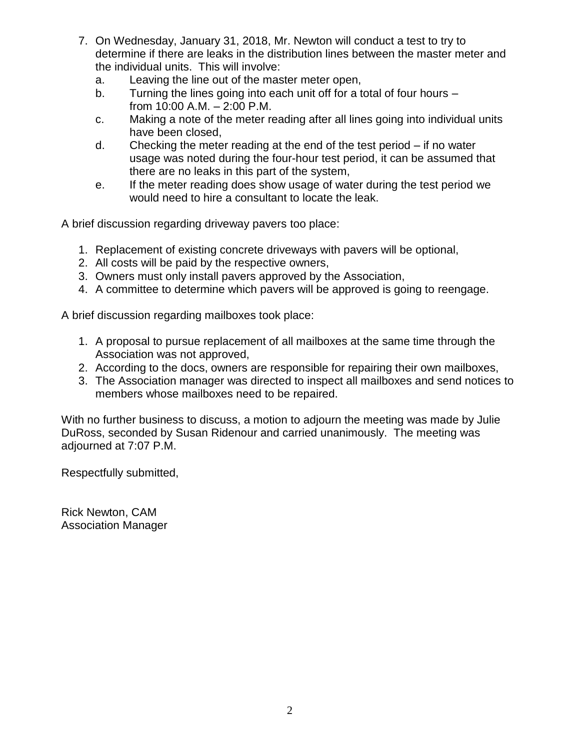7. On Wednesday, January 31, 2018, Mr. Newton will conduct a test to try to determine if there are leaks in the distribution lines between the master meter and the individual units. This will involve:
   a. Leaving the line out of the master meter open,
   b. Turning the lines going into each unit off for a total of four hours – from 10:00 A.M. – 2:00 P.M.
   c. Making a note of the meter reading after all lines going into individual units have been closed,
   d. Checking the meter reading at the end of the test period – if no water usage was noted during the four-hour test period, it can be assumed that there are no leaks in this part of the system,
   e. If the meter reading does show usage of water during the test period we would need to hire a consultant to locate the leak.

A brief discussion regarding driveway pavers too place:

1. Replacement of existing concrete driveways with pavers will be optional,
2. All costs will be paid by the respective owners,
3. Owners must only install pavers approved by the Association,
4. A committee to determine which pavers will be approved is going to reengage.

A brief discussion regarding mailboxes took place:

1. A proposal to pursue replacement of all mailboxes at the same time through the Association was not approved,
2. According to the docs, owners are responsible for repairing their own mailboxes,
3. The Association manager was directed to inspect all mailboxes and send notices to members whose mailboxes need to be repaired.

With no further business to discuss, a motion to adjourn the meeting was made by Julie DuRoss, seconded by Susan Ridenour and carried unanimously. The meeting was adjourned at 7:07 P.M.

Respectfully submitted,

Rick Newton, CAM
Association Manager